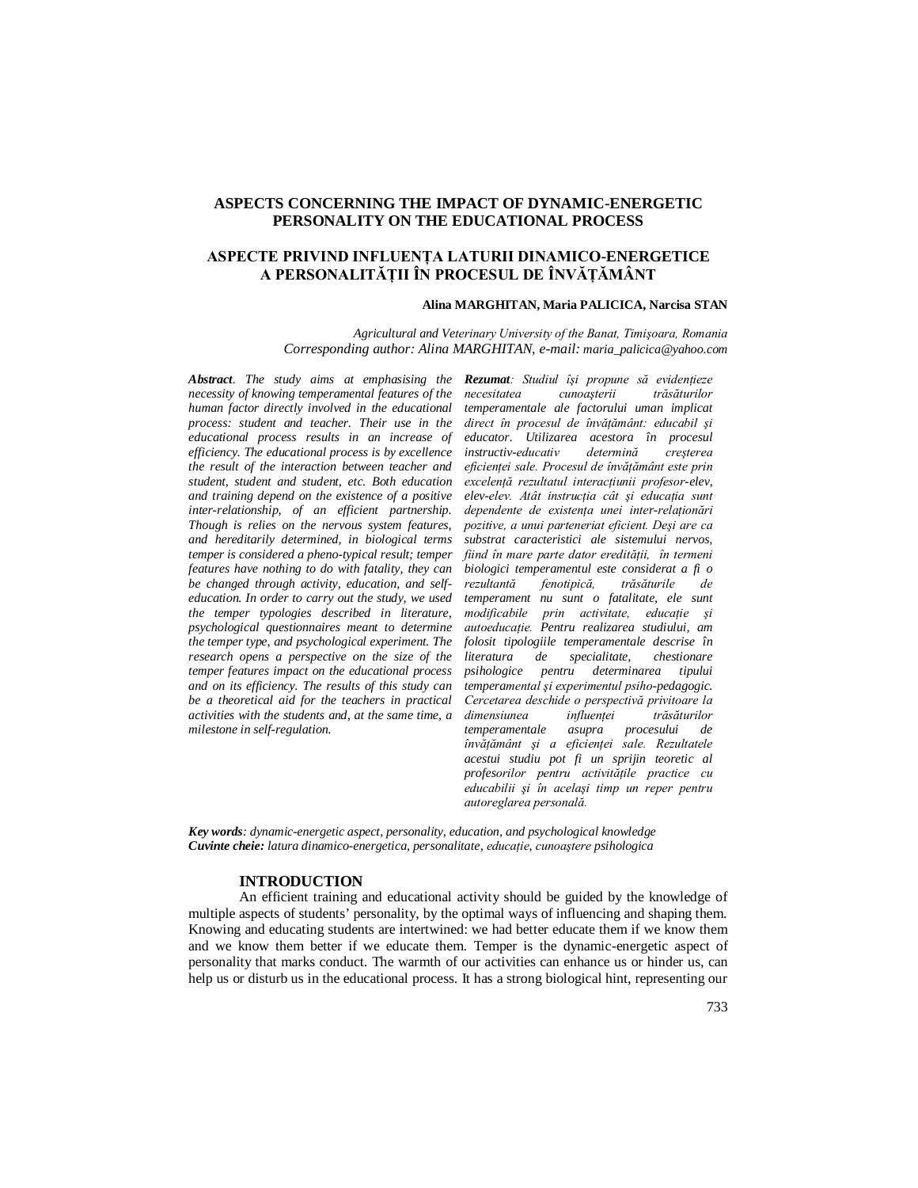# ASPECTS CONCERNING THE IMPACT OF DYNAMIC-ENERGETIC PERSONALITY ON THE EDUCATIONAL PROCESS

# ASPECTE PRIVIND INFLUENȚA LATURII DINAMICO-ENERGETICE A PERSONALITĂȚII ÎN PROCESUL DE ÎNVĂȚĂMÂNT

**Alina MARGHITAN, Maria PALICICA, Narcisa STAN**

*Agricultural and Veterinary University of the Banat, Timişoara, Romania*
*Corresponding author: Alina MARGHITAN, e-mail: maria_palicica@yahoo.com*

***Abstract**. The study aims at emphasising the necessity of knowing temperamental features of the human factor directly involved in the educational process: student and teacher. Their use in the educational process results in an increase of efficiency. The educational process is by excellence the result of the interaction between teacher and student, student and student, etc. Both education and training depend on the existence of a positive inter-relationship, of an efficient partnership. Though is relies on the nervous system features, and hereditarily determined, in biological terms temper is considered a pheno-typical result; temper features have nothing to do with fatality, they can be changed through activity, education, and self-education. In order to carry out the study, we used the temper typologies described in literature, psychological questionnaires meant to determine the temper type, and psychological experiment. The research opens a perspective on the size of the temper features impact on the educational process and on its efficiency. The results of this study can be a theoretical aid for the teachers in practical activities with the students and, at the same time, a milestone in self-regulation.*

***Rezumat**: Studiul își propune să evidențieze necesitatea cunoașterii trăsăturilor temperamentale ale factorului uman implicat direct în procesul de învățământ: educabil și educator. Utilizarea acestora în procesul instructiv-educativ determină creșterea eficienței sale. Procesul de învățământ este prin excelență rezultatul interacțiunii profesor-elev, elev-elev. Atât instrucția cât și educația sunt dependente de existența unei inter-relaționări pozitive, a unui parteneriat eficient. Deși are ca substrat caracteristici ale sistemului nervos, fiind în mare parte dator eredității, în termeni biologici temperamentul este considerat a fi o rezultantă fenotipică, trăsăturile de temperament nu sunt o fatalitate, ele sunt modificabile prin activitate, educație și autoeducație. Pentru realizarea studiului, am folosit tipologiile temperamentale descrise în literatura de specialitate, chestionare psihologice pentru determinarea tipului temperamental și experimentul psiho-pedagogic. Cercetarea deschide o perspectivă privitoare la dimensiunea influenței trăsăturilor temperamentale asupra procesului de învățământ și a eficienței sale. Rezultatele acestui studiu pot fi un sprijin teoretic al profesorilor pentru activitățile practice cu educabilii și în același timp un reper pentru autoreglarea personală.*

***Key words**: dynamic-energetic aspect, personality, education, and psychological knowledge*
***Cuvinte cheie:** latura dinamico-energetica, personalitate, educație, cunoaștere psihologica*

## INTRODUCTION

An efficient training and educational activity should be guided by the knowledge of multiple aspects of students' personality, by the optimal ways of influencing and shaping them. Knowing and educating students are intertwined: we had better educate them if we know them and we know them better if we educate them. Temper is the dynamic-energetic aspect of personality that marks conduct. The warmth of our activities can enhance us or hinder us, can help us or disturb us in the educational process. It has a strong biological hint, representing our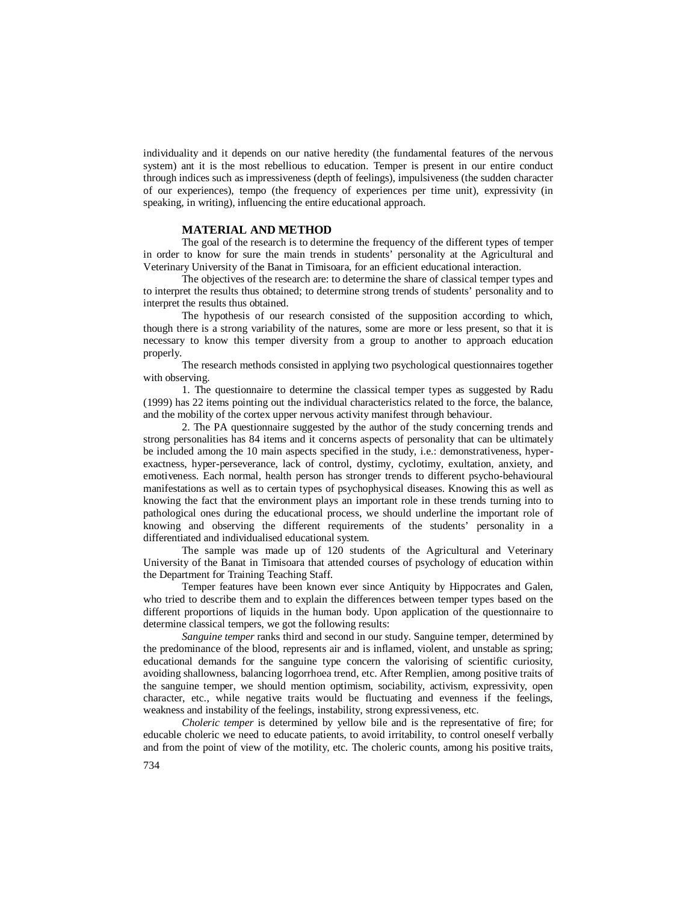individuality and it depends on our native heredity (the fundamental features of the nervous system) ant it is the most rebellious to education. Temper is present in our entire conduct through indices such as impressiveness (depth of feelings), impulsiveness (the sudden character of our experiences), tempo (the frequency of experiences per time unit), expressivity (in speaking, in writing), influencing the entire educational approach.

## MATERIAL AND METHOD

The goal of the research is to determine the frequency of the different types of temper in order to know for sure the main trends in students' personality at the Agricultural and Veterinary University of the Banat in Timisoara, for an efficient educational interaction.

The objectives of the research are: to determine the share of classical temper types and to interpret the results thus obtained; to determine strong trends of students' personality and to interpret the results thus obtained.

The hypothesis of our research consisted of the supposition according to which, though there is a strong variability of the natures, some are more or less present, so that it is necessary to know this temper diversity from a group to another to approach education properly.

The research methods consisted in applying two psychological questionnaires together with observing.

1. The questionnaire to determine the classical temper types as suggested by Radu (1999) has 22 items pointing out the individual characteristics related to the force, the balance, and the mobility of the cortex upper nervous activity manifest through behaviour.

2. The PA questionnaire suggested by the author of the study concerning trends and strong personalities has 84 items and it concerns aspects of personality that can be ultimately be included among the 10 main aspects specified in the study, i.e.: demonstrativeness, hyper-exactness, hyper-perseverance, lack of control, dystimy, cyclotimy, exultation, anxiety, and emotiveness. Each normal, health person has stronger trends to different psycho-behavioural manifestations as well as to certain types of psychophysical diseases. Knowing this as well as knowing the fact that the environment plays an important role in these trends turning into to pathological ones during the educational process, we should underline the important role of knowing and observing the different requirements of the students' personality in a differentiated and individualised educational system.

The sample was made up of 120 students of the Agricultural and Veterinary University of the Banat in Timisoara that attended courses of psychology of education within the Department for Training Teaching Staff.

Temper features have been known ever since Antiquity by Hippocrates and Galen, who tried to describe them and to explain the differences between temper types based on the different proportions of liquids in the human body. Upon application of the questionnaire to determine classical tempers, we got the following results:

*Sanguine temper* ranks third and second in our study. Sanguine temper, determined by the predominance of the blood, represents air and is inflamed, violent, and unstable as spring; educational demands for the sanguine type concern the valorising of scientific curiosity, avoiding shallowness, balancing logorrhoea trend, etc. After Remplien, among positive traits of the sanguine temper, we should mention optimism, sociability, activism, expressivity, open character, etc., while negative traits would be fluctuating and evenness if the feelings, weakness and instability of the feelings, instability, strong expressiveness, etc.

*Choleric temper* is determined by yellow bile and is the representative of fire; for educable choleric we need to educate patients, to avoid irritability, to control oneself verbally and from the point of view of the motility, etc. The choleric counts, among his positive traits,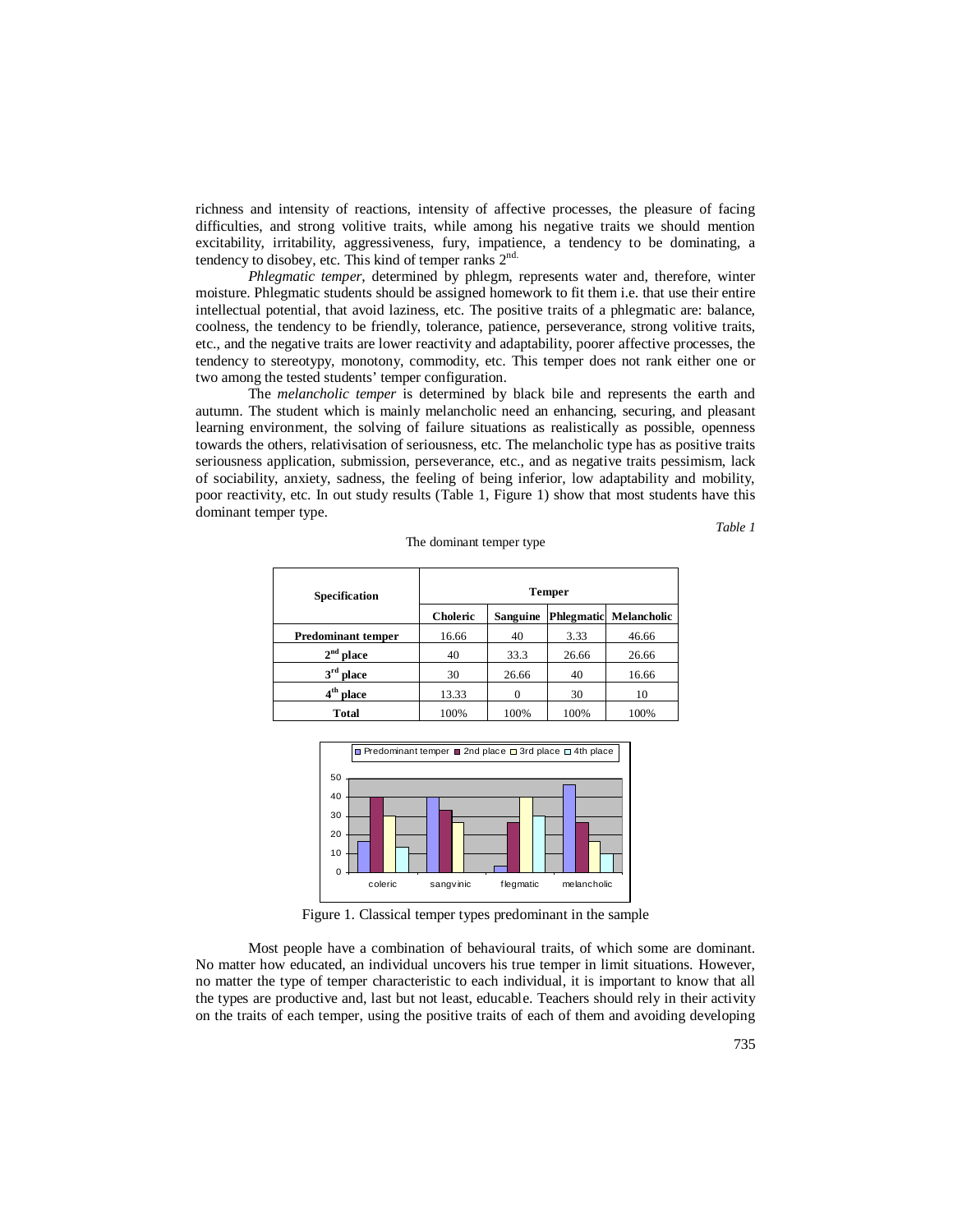richness and intensity of reactions, intensity of affective processes, the pleasure of facing difficulties, and strong volitive traits, while among his negative traits we should mention excitability, irritability, aggressiveness, fury, impatience, a tendency to be dominating, a tendency to disobey, etc. This kind of temper ranks 2nd.

*Phlegmatic temper*, determined by phlegm, represents water and, therefore, winter moisture. Phlegmatic students should be assigned homework to fit them i.e. that use their entire intellectual potential, that avoid laziness, etc. The positive traits of a phlegmatic are: balance, coolness, the tendency to be friendly, tolerance, patience, perseverance, strong volitive traits, etc., and the negative traits are lower reactivity and adaptability, poorer affective processes, the tendency to stereotypy, monotony, commodity, etc. This temper does not rank either one or two among the tested students' temper configuration.

The *melancholic temper* is determined by black bile and represents the earth and autumn. The student which is mainly melancholic need an enhancing, securing, and pleasant learning environment, the solving of failure situations as realistically as possible, openness towards the others, relativisation of seriousness, etc. The melancholic type has as positive traits seriousness application, submission, perseverance, etc., and as negative traits pessimism, lack of sociability, anxiety, sadness, the feeling of being inferior, low adaptability and mobility, poor reactivity, etc. In out study results (Table 1, Figure 1) show that most students have this dominant temper type.

*Table 1*

The dominant temper type

| Specification | Temper | | | |
|---|---|---|---|---|
| | Choleric | Sanguine | Phlegmatic | Melancholic |
| **Predominant temper** | 16.66 | 40 | 3.33 | 46.66 |
| **2nd place** | 40 | 33.3 | 26.66 | 26.66 |
| **3rd place** | 30 | 26.66 | 40 | 16.66 |
| **4th place** | 13.33 | 0 | 30 | 10 |
| **Total** | 100% | 100% | 100% | 100% |

Figure 1. Classical temper types predominant in the sample

Most people have a combination of behavioural traits, of which some are dominant. No matter how educated, an individual uncovers his true temper in limit situations. However, no matter the type of temper characteristic to each individual, it is important to know that all the types are productive and, last but not least, educable. Teachers should rely in their activity on the traits of each temper, using the positive traits of each of them and avoiding developing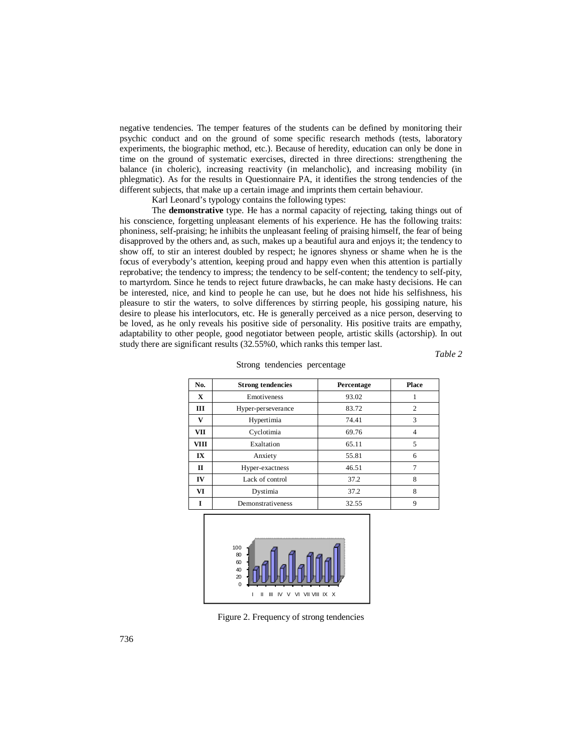negative tendencies. The temper features of the students can be defined by monitoring their psychic conduct and on the ground of some specific research methods (tests, laboratory experiments, the biographic method, etc.). Because of heredity, education can only be done in time on the ground of systematic exercises, directed in three directions: strengthening the balance (in choleric), increasing reactivity (in melancholic), and increasing mobility (in phlegmatic). As for the results in Questionnaire PA, it identifies the strong tendencies of the different subjects, that make up a certain image and imprints them certain behaviour.

Karl Leonard's typology contains the following types:

The **demonstrative** type. He has a normal capacity of rejecting, taking things out of his conscience, forgetting unpleasant elements of his experience. He has the following traits: phoniness, self-praising; he inhibits the unpleasant feeling of praising himself, the fear of being disapproved by the others and, as such, makes up a beautiful aura and enjoys it; the tendency to show off, to stir an interest doubled by respect; he ignores shyness or shame when he is the focus of everybody's attention, keeping proud and happy even when this attention is partially reprobative; the tendency to impress; the tendency to be self-content; the tendency to self-pity, to martyrdom. Since he tends to reject future drawbacks, he can make hasty decisions. He can be interested, nice, and kind to people he can use, but he does not hide his selfishness, his pleasure to stir the waters, to solve differences by stirring people, his gossiping nature, his desire to please his interlocutors, etc. He is generally perceived as a nice person, deserving to be loved, as he only reveals his positive side of personality. His positive traits are empathy, adaptability to other people, good negotiator between people, artistic skills (actorship). In out study there are significant results (32.55%0, which ranks this temper last.

*Table 2*

Strong tendencies percentage

| No. | Strong tendencies | Percentage | Place |
|---|---|---|---|
| **X** | Emotiveness | 93.02 | 1 |
| **III** | Hyper-perseverance | 83.72 | 2 |
| **V** | Hypertimia | 74.41 | 3 |
| **VII** | Cyclotimia | 69.76 | 4 |
| **VIII** | Exaltation | 65.11 | 5 |
| **IX** | Anxiety | 55.81 | 6 |
| **II** | Hyper-exactness | 46.51 | 7 |
| **IV** | Lack of control | 37.2 | 8 |
| **VI** | Dystimia | 37.2 | 8 |
| **I** | Demonstrativeness | 32.55 | 9 |

Figure 2. Frequency of strong tendencies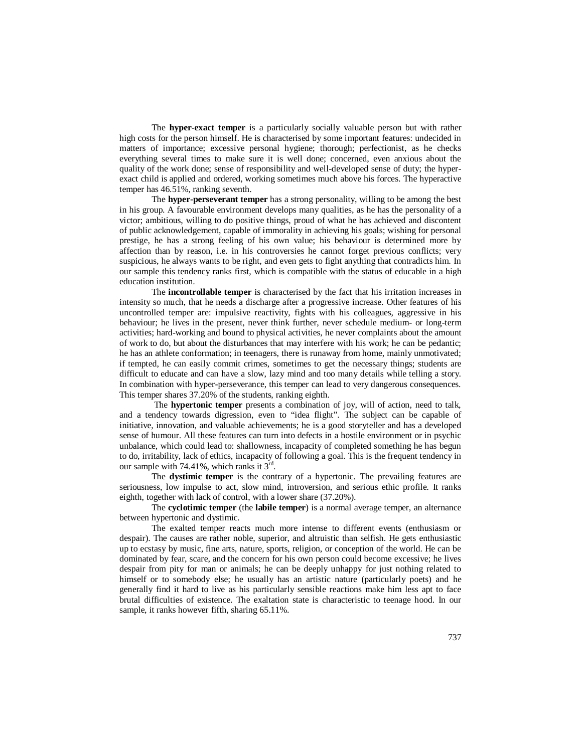The **hyper-exact temper** is a particularly socially valuable person but with rather high costs for the person himself. He is characterised by some important features: undecided in matters of importance; excessive personal hygiene; thorough; perfectionist, as he checks everything several times to make sure it is well done; concerned, even anxious about the quality of the work done; sense of responsibility and well-developed sense of duty; the hyper-exact child is applied and ordered, working sometimes much above his forces. The hyperactive temper has 46.51%, ranking seventh.

The **hyper-perseverant temper** has a strong personality, willing to be among the best in his group. A favourable environment develops many qualities, as he has the personality of a victor; ambitious, willing to do positive things, proud of what he has achieved and discontent of public acknowledgement, capable of immorality in achieving his goals; wishing for personal prestige, he has a strong feeling of his own value; his behaviour is determined more by affection than by reason, i.e. in his controversies he cannot forget previous conflicts; very suspicious, he always wants to be right, and even gets to fight anything that contradicts him. In our sample this tendency ranks first, which is compatible with the status of educable in a high education institution.

The **incontrollable temper** is characterised by the fact that his irritation increases in intensity so much, that he needs a discharge after a progressive increase. Other features of his uncontrolled temper are: impulsive reactivity, fights with his colleagues, aggressive in his behaviour; he lives in the present, never think further, never schedule medium- or long-term activities; hard-working and bound to physical activities, he never complaints about the amount of work to do, but about the disturbances that may interfere with his work; he can be pedantic; he has an athlete conformation; in teenagers, there is runaway from home, mainly unmotivated; if tempted, he can easily commit crimes, sometimes to get the necessary things; students are difficult to educate and can have a slow, lazy mind and too many details while telling a story. In combination with hyper-perseverance, this temper can lead to very dangerous consequences. This temper shares 37.20% of the students, ranking eighth.

The **hypertonic temper** presents a combination of joy, will of action, need to talk, and a tendency towards digression, even to "idea flight". The subject can be capable of initiative, innovation, and valuable achievements; he is a good storyteller and has a developed sense of humour. All these features can turn into defects in a hostile environment or in psychic unbalance, which could lead to: shallowness, incapacity of completed something he has begun to do, irritability, lack of ethics, incapacity of following a goal. This is the frequent tendency in our sample with 74.41%, which ranks it 3rd.

The **dystimic temper** is the contrary of a hypertonic. The prevailing features are seriousness, low impulse to act, slow mind, introversion, and serious ethic profile. It ranks eighth, together with lack of control, with a lower share (37.20%).

The **cyclotimic temper** (the **labile temper**) is a normal average temper, an alternance between hypertonic and dystimic.

The exalted temper reacts much more intense to different events (enthusiasm or despair). The causes are rather noble, superior, and altruistic than selfish. He gets enthusiastic up to ecstasy by music, fine arts, nature, sports, religion, or conception of the world. He can be dominated by fear, scare, and the concern for his own person could become excessive; he lives despair from pity for man or animals; he can be deeply unhappy for just nothing related to himself or to somebody else; he usually has an artistic nature (particularly poets) and he generally find it hard to live as his particularly sensible reactions make him less apt to face brutal difficulties of existence. The exaltation state is characteristic to teenage hood. In our sample, it ranks however fifth, sharing 65.11%.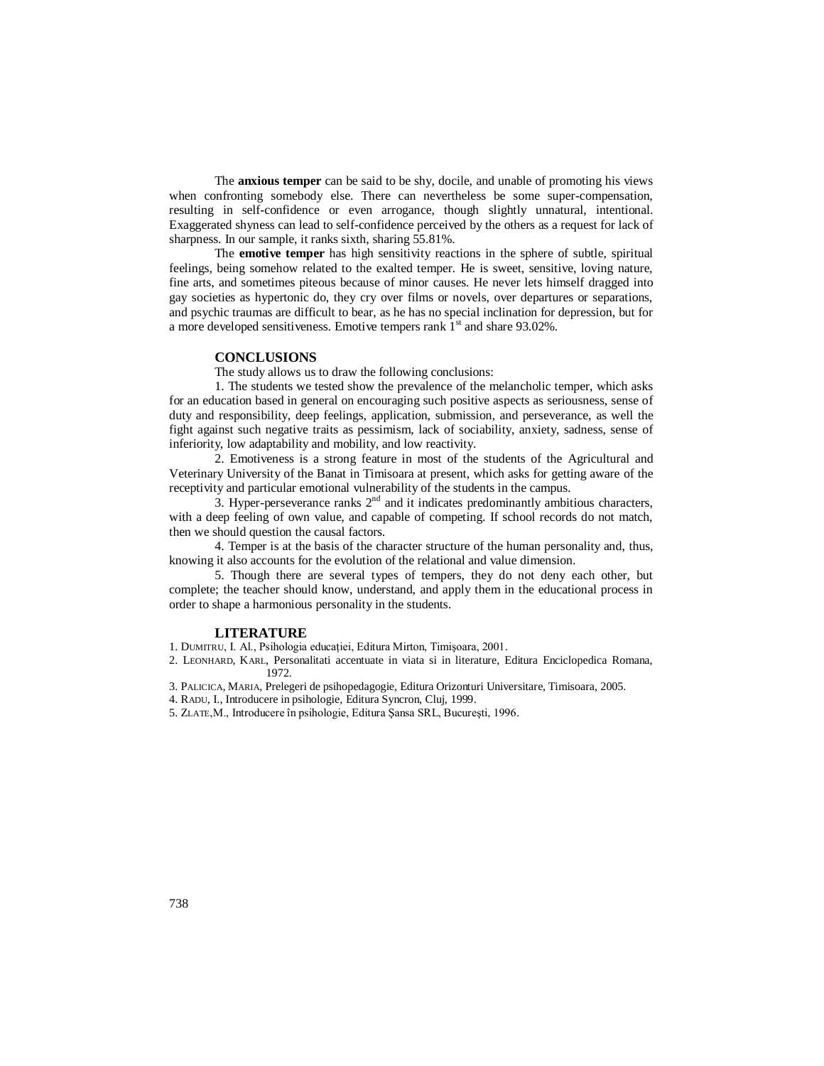The **anxious temper** can be said to be shy, docile, and unable of promoting his views when confronting somebody else. There can nevertheless be some super-compensation, resulting in self-confidence or even arrogance, though slightly unnatural, intentional. Exaggerated shyness can lead to self-confidence perceived by the others as a request for lack of sharpness. In our sample, it ranks sixth, sharing 55.81%.

The **emotive temper** has high sensitivity reactions in the sphere of subtle, spiritual feelings, being somehow related to the exalted temper. He is sweet, sensitive, loving nature, fine arts, and sometimes piteous because of minor causes. He never lets himself dragged into gay societies as hypertonic do, they cry over films or novels, over departures or separations, and psychic traumas are difficult to bear, as he has no special inclination for depression, but for a more developed sensitiveness. Emotive tempers rank 1st and share 93.02%.

## CONCLUSIONS

The study allows us to draw the following conclusions:

1. The students we tested show the prevalence of the melancholic temper, which asks for an education based in general on encouraging such positive aspects as seriousness, sense of duty and responsibility, deep feelings, application, submission, and perseverance, as well the fight against such negative traits as pessimism, lack of sociability, anxiety, sadness, sense of inferiority, low adaptability and mobility, and low reactivity.

2. Emotiveness is a strong feature in most of the students of the Agricultural and Veterinary University of the Banat in Timisoara at present, which asks for getting aware of the receptivity and particular emotional vulnerability of the students in the campus.

3. Hyper-perseverance ranks 2nd and it indicates predominantly ambitious characters, with a deep feeling of own value, and capable of competing. If school records do not match, then we should question the causal factors.

4. Temper is at the basis of the character structure of the human personality and, thus, knowing it also accounts for the evolution of the relational and value dimension.

5. Though there are several types of tempers, they do not deny each other, but complete; the teacher should know, understand, and apply them in the educational process in order to shape a harmonious personality in the students.

## LITERATURE

1. DUMITRU, I. Al., Psihologia educației, Editura Mirton, Timișoara, 2001.
2. LEONHARD, KARL, Personalitati accentuate in viata si in literature, Editura Enciclopedica Romana, 1972.
3. PALICICA, MARIA, Prelegeri de psihopedagogie, Editura Orizonturi Universitare, Timisoara, 2005.
4. RADU, I., Introducere in psihologie, Editura Syncron, Cluj, 1999.
5. ZLATE, M., Introducere în psihologie, Editura Şansa SRL, Bucureşti, 1996.